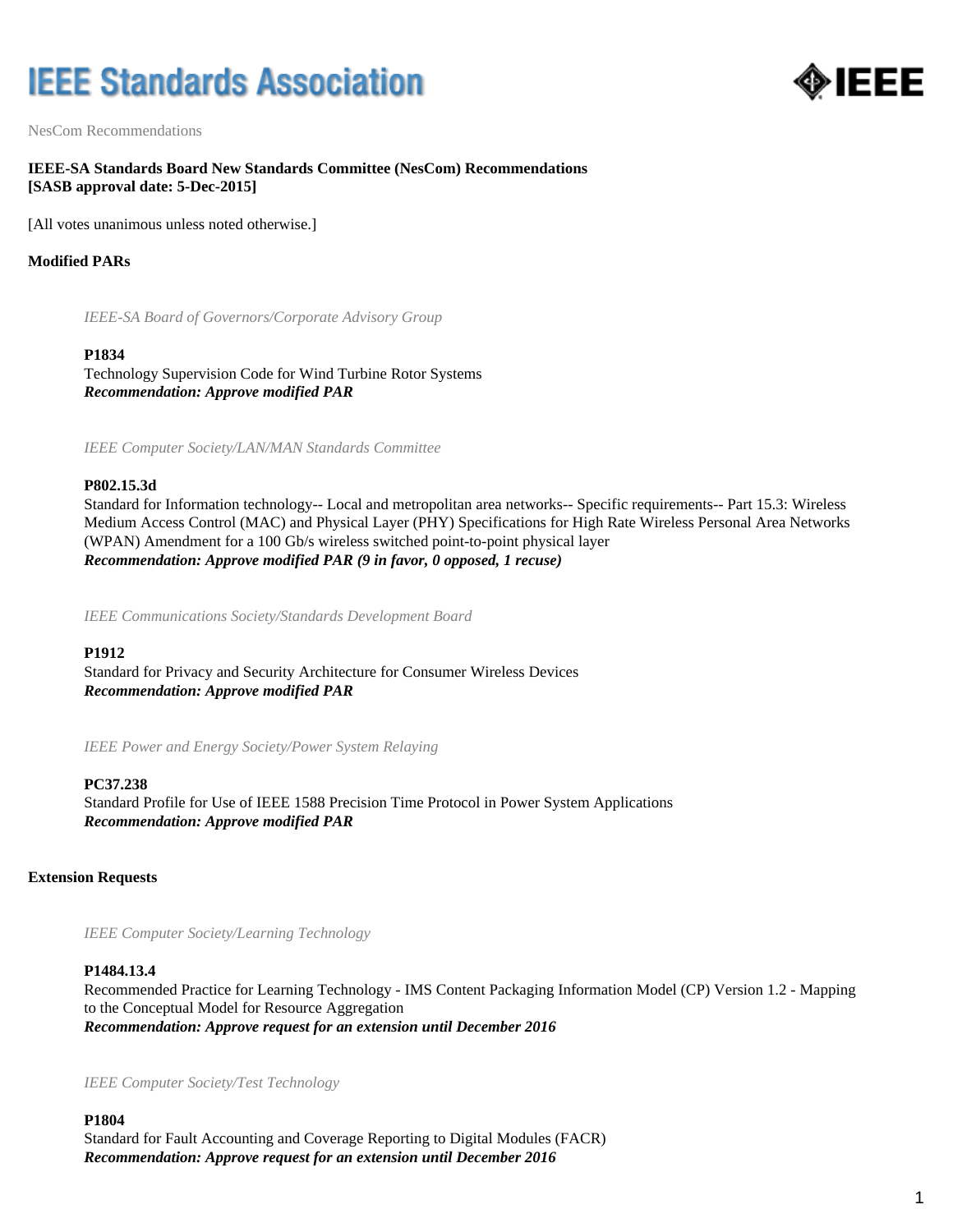# IEEE Standards Association

NesCom Recommendations

**IEEE-SA Standards Board New Standards Committee (NesCom) Recommendations**
**[SASB approval date: 5-Dec-2015]**

[All votes unanimous unless noted otherwise.]

## Modified PARs

*IEEE-SA Board of Governors/Corporate Advisory Group*

**P1834**
Technology Supervision Code for Wind Turbine Rotor Systems
***Recommendation: Approve modified PAR***

*IEEE Computer Society/LAN/MAN Standards Committee*

**P802.15.3d**
Standard for Information technology-- Local and metropolitan area networks-- Specific requirements-- Part 15.3: Wireless Medium Access Control (MAC) and Physical Layer (PHY) Specifications for High Rate Wireless Personal Area Networks (WPAN) Amendment for a 100 Gb/s wireless switched point-to-point physical layer
***Recommendation: Approve modified PAR (9 in favor, 0 opposed, 1 recuse)***

*IEEE Communications Society/Standards Development Board*

**P1912**
Standard for Privacy and Security Architecture for Consumer Wireless Devices
***Recommendation: Approve modified PAR***

*IEEE Power and Energy Society/Power System Relaying*

**PC37.238**
Standard Profile for Use of IEEE 1588 Precision Time Protocol in Power System Applications
***Recommendation: Approve modified PAR***

## Extension Requests

*IEEE Computer Society/Learning Technology*

**P1484.13.4**
Recommended Practice for Learning Technology - IMS Content Packaging Information Model (CP) Version 1.2 - Mapping to the Conceptual Model for Resource Aggregation
***Recommendation: Approve request for an extension until December 2016***

*IEEE Computer Society/Test Technology*

**P1804**
Standard for Fault Accounting and Coverage Reporting to Digital Modules (FACR)
***Recommendation: Approve request for an extension until December 2016***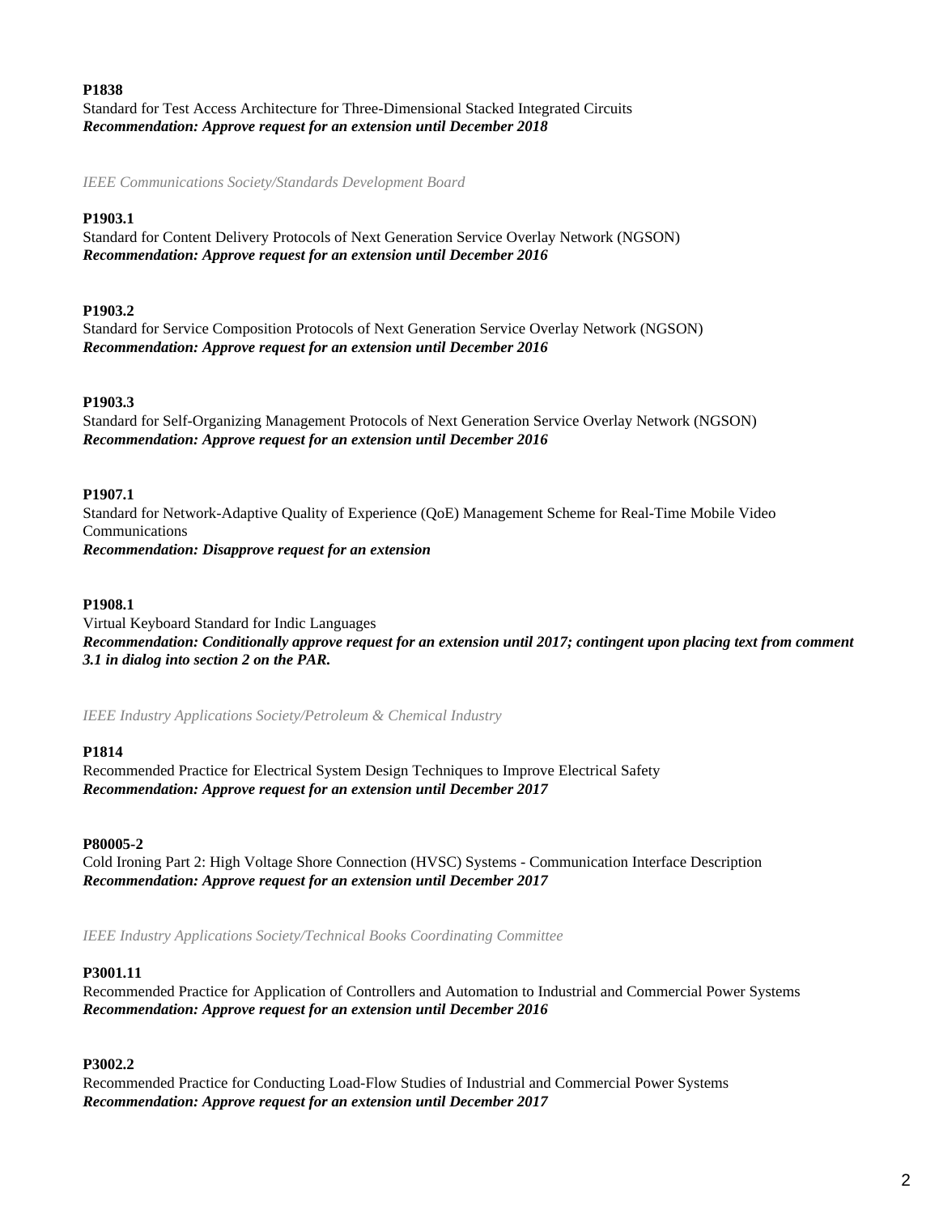**P1838**

Standard for Test Access Architecture for Three-Dimensional Stacked Integrated Circuits

***Recommendation: Approve request for an extension until December 2018***

*IEEE Communications Society/Standards Development Board*

**P1903.1**

Standard for Content Delivery Protocols of Next Generation Service Overlay Network (NGSON)

***Recommendation: Approve request for an extension until December 2016***

**P1903.2**

Standard for Service Composition Protocols of Next Generation Service Overlay Network (NGSON)

***Recommendation: Approve request for an extension until December 2016***

**P1903.3**

Standard for Self-Organizing Management Protocols of Next Generation Service Overlay Network (NGSON)

***Recommendation: Approve request for an extension until December 2016***

**P1907.1**

Standard for Network-Adaptive Quality of Experience (QoE) Management Scheme for Real-Time Mobile Video Communications

***Recommendation: Disapprove request for an extension***

**P1908.1**

Virtual Keyboard Standard for Indic Languages

***Recommendation: Conditionally approve request for an extension until 2017; contingent upon placing text from comment 3.1 in dialog into section 2 on the PAR.***

*IEEE Industry Applications Society/Petroleum & Chemical Industry*

**P1814**

Recommended Practice for Electrical System Design Techniques to Improve Electrical Safety

***Recommendation: Approve request for an extension until December 2017***

**P80005-2**

Cold Ironing Part 2: High Voltage Shore Connection (HVSC) Systems - Communication Interface Description

***Recommendation: Approve request for an extension until December 2017***

*IEEE Industry Applications Society/Technical Books Coordinating Committee*

**P3001.11**

Recommended Practice for Application of Controllers and Automation to Industrial and Commercial Power Systems

***Recommendation: Approve request for an extension until December 2016***

**P3002.2**

Recommended Practice for Conducting Load-Flow Studies of Industrial and Commercial Power Systems

***Recommendation: Approve request for an extension until December 2017***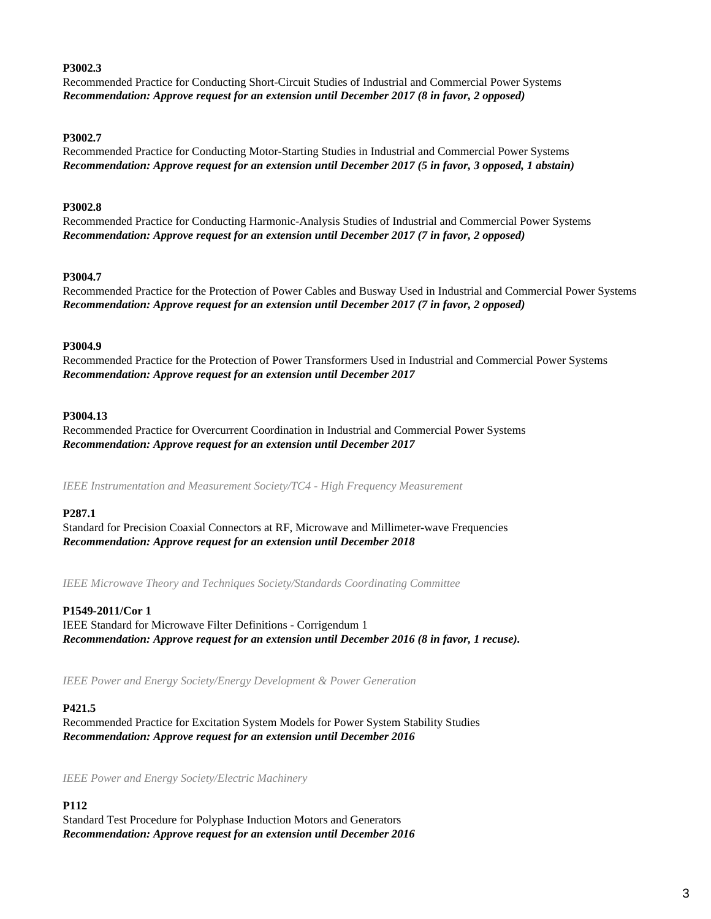**P3002.3**
Recommended Practice for Conducting Short-Circuit Studies of Industrial and Commercial Power Systems
***Recommendation: Approve request for an extension until December 2017 (8 in favor, 2 opposed)***

**P3002.7**
Recommended Practice for Conducting Motor-Starting Studies in Industrial and Commercial Power Systems
***Recommendation: Approve request for an extension until December 2017 (5 in favor, 3 opposed, 1 abstain)***

**P3002.8**
Recommended Practice for Conducting Harmonic-Analysis Studies of Industrial and Commercial Power Systems
***Recommendation: Approve request for an extension until December 2017 (7 in favor, 2 opposed)***

**P3004.7**
Recommended Practice for the Protection of Power Cables and Busway Used in Industrial and Commercial Power Systems
***Recommendation: Approve request for an extension until December 2017 (7 in favor, 2 opposed)***

**P3004.9**
Recommended Practice for the Protection of Power Transformers Used in Industrial and Commercial Power Systems
***Recommendation: Approve request for an extension until December 2017***

**P3004.13**
Recommended Practice for Overcurrent Coordination in Industrial and Commercial Power Systems
***Recommendation: Approve request for an extension until December 2017***

*IEEE Instrumentation and Measurement Society/TC4 - High Frequency Measurement*

**P287.1**
Standard for Precision Coaxial Connectors at RF, Microwave and Millimeter-wave Frequencies
***Recommendation: Approve request for an extension until December 2018***

*IEEE Microwave Theory and Techniques Society/Standards Coordinating Committee*

**P1549-2011/Cor 1**
IEEE Standard for Microwave Filter Definitions - Corrigendum 1
***Recommendation: Approve request for an extension until December 2016 (8 in favor, 1 recuse).***

*IEEE Power and Energy Society/Energy Development & Power Generation*

**P421.5**
Recommended Practice for Excitation System Models for Power System Stability Studies
***Recommendation: Approve request for an extension until December 2016***

*IEEE Power and Energy Society/Electric Machinery*

**P112**
Standard Test Procedure for Polyphase Induction Motors and Generators
***Recommendation: Approve request for an extension until December 2016***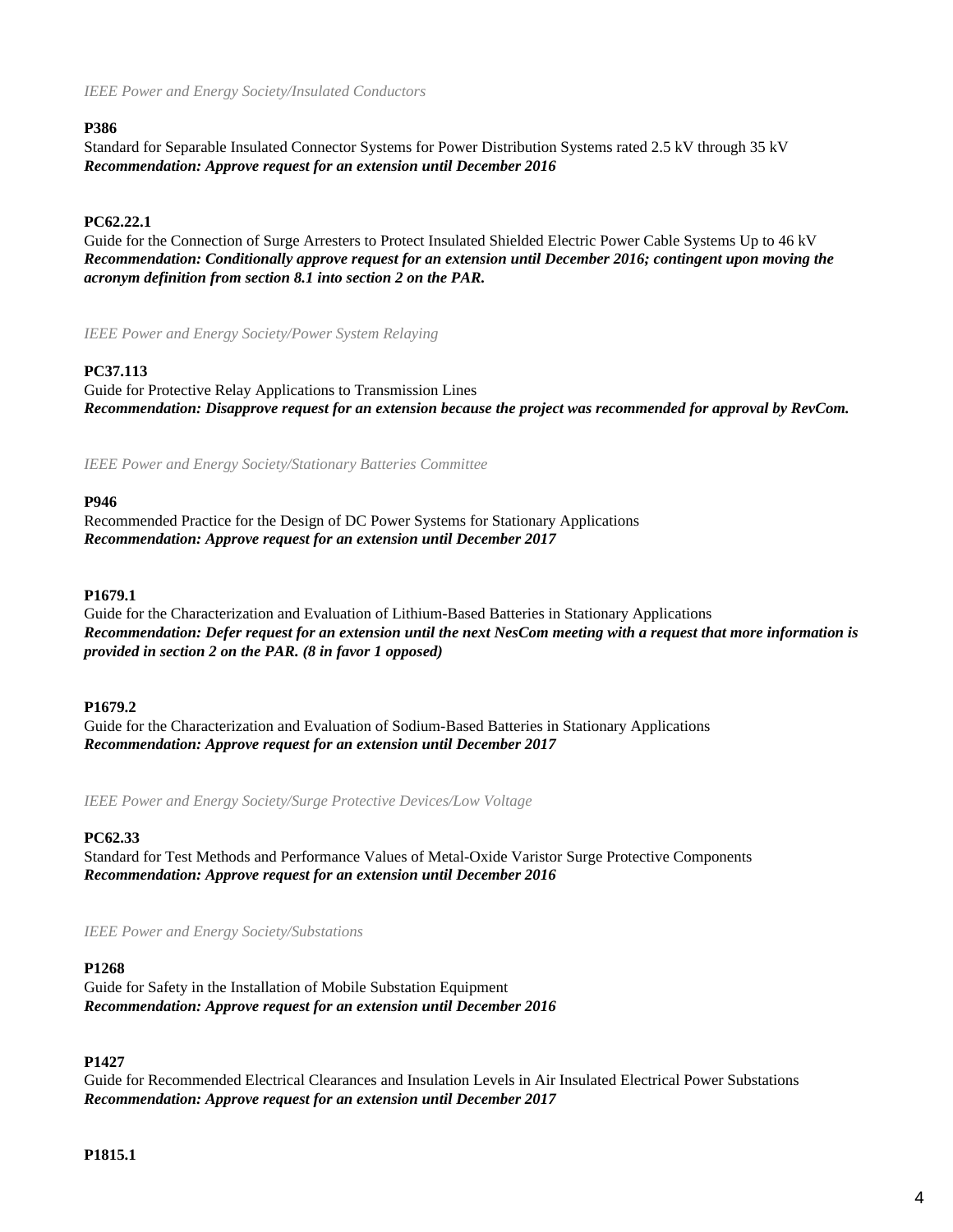*IEEE Power and Energy Society/Insulated Conductors*

**P386**
Standard for Separable Insulated Connector Systems for Power Distribution Systems rated 2.5 kV through 35 kV
***Recommendation: Approve request for an extension until December 2016***

**PC62.22.1**
Guide for the Connection of Surge Arresters to Protect Insulated Shielded Electric Power Cable Systems Up to 46 kV
***Recommendation: Conditionally approve request for an extension until December 2016; contingent upon moving the acronym definition from section 8.1 into section 2 on the PAR.***

*IEEE Power and Energy Society/Power System Relaying*

**PC37.113**
Guide for Protective Relay Applications to Transmission Lines
***Recommendation: Disapprove request for an extension because the project was recommended for approval by RevCom.***

*IEEE Power and Energy Society/Stationary Batteries Committee*

**P946**
Recommended Practice for the Design of DC Power Systems for Stationary Applications
***Recommendation: Approve request for an extension until December 2017***

**P1679.1**
Guide for the Characterization and Evaluation of Lithium-Based Batteries in Stationary Applications
***Recommendation: Defer request for an extension until the next NesCom meeting with a request that more information is provided in section 2 on the PAR. (8 in favor 1 opposed)***

**P1679.2**
Guide for the Characterization and Evaluation of Sodium-Based Batteries in Stationary Applications
***Recommendation: Approve request for an extension until December 2017***

*IEEE Power and Energy Society/Surge Protective Devices/Low Voltage*

**PC62.33**
Standard for Test Methods and Performance Values of Metal-Oxide Varistor Surge Protective Components
***Recommendation: Approve request for an extension until December 2016***

*IEEE Power and Energy Society/Substations*

**P1268**
Guide for Safety in the Installation of Mobile Substation Equipment
***Recommendation: Approve request for an extension until December 2016***

**P1427**
Guide for Recommended Electrical Clearances and Insulation Levels in Air Insulated Electrical Power Substations
***Recommendation: Approve request for an extension until December 2017***

**P1815.1**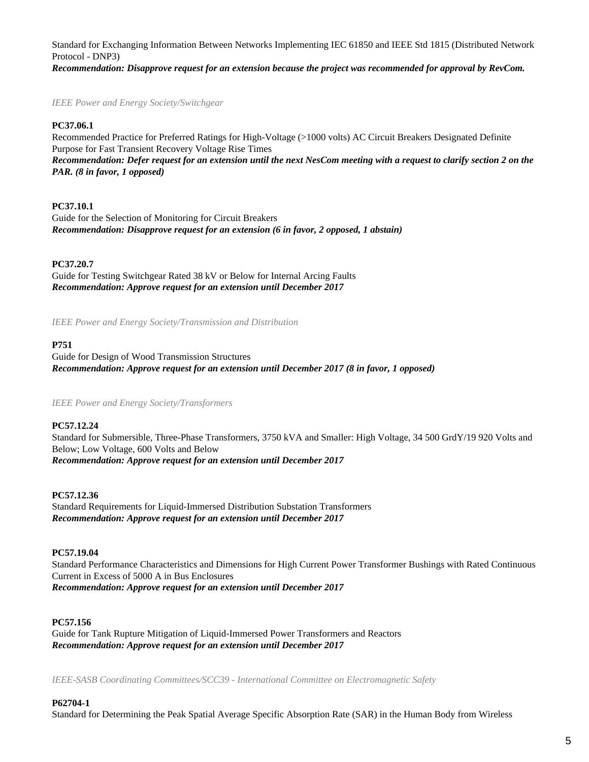Standard for Exchanging Information Between Networks Implementing IEC 61850 and IEEE Std 1815 (Distributed Network Protocol - DNP3)
***Recommendation: Disapprove request for an extension because the project was recommended for approval by RevCom.***

*IEEE Power and Energy Society/Switchgear*

**PC37.06.1**
Recommended Practice for Preferred Ratings for High-Voltage (>1000 volts) AC Circuit Breakers Designated Definite Purpose for Fast Transient Recovery Voltage Rise Times
***Recommendation: Defer request for an extension until the next NesCom meeting with a request to clarify section 2 on the PAR. (8 in favor, 1 opposed)***

**PC37.10.1**
Guide for the Selection of Monitoring for Circuit Breakers
***Recommendation: Disapprove request for an extension (6 in favor, 2 opposed, 1 abstain)***

**PC37.20.7**
Guide for Testing Switchgear Rated 38 kV or Below for Internal Arcing Faults
***Recommendation: Approve request for an extension until December 2017***

*IEEE Power and Energy Society/Transmission and Distribution*

**P751**
Guide for Design of Wood Transmission Structures
***Recommendation: Approve request for an extension until December 2017 (8 in favor, 1 opposed)***

*IEEE Power and Energy Society/Transformers*

**PC57.12.24**
Standard for Submersible, Three-Phase Transformers, 3750 kVA and Smaller: High Voltage, 34 500 GrdY/19 920 Volts and Below; Low Voltage, 600 Volts and Below
***Recommendation: Approve request for an extension until December 2017***

**PC57.12.36**
Standard Requirements for Liquid-Immersed Distribution Substation Transformers
***Recommendation: Approve request for an extension until December 2017***

**PC57.19.04**
Standard Performance Characteristics and Dimensions for High Current Power Transformer Bushings with Rated Continuous Current in Excess of 5000 A in Bus Enclosures
***Recommendation: Approve request for an extension until December 2017***

**PC57.156**
Guide for Tank Rupture Mitigation of Liquid-Immersed Power Transformers and Reactors
***Recommendation: Approve request for an extension until December 2017***

*IEEE-SASB Coordinating Committees/SCC39 - International Committee on Electromagnetic Safety*

**P62704-1**
Standard for Determining the Peak Spatial Average Specific Absorption Rate (SAR) in the Human Body from Wireless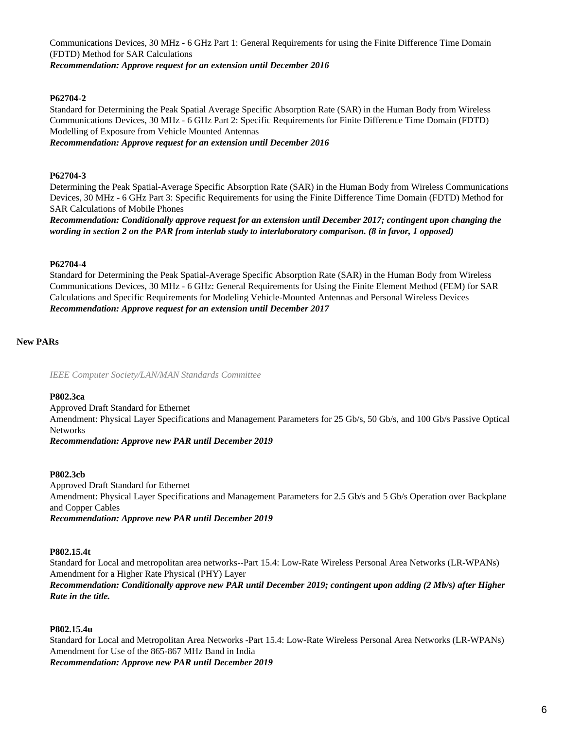Communications Devices, 30 MHz - 6 GHz Part 1: General Requirements for using the Finite Difference Time Domain (FDTD) Method for SAR Calculations
***Recommendation: Approve request for an extension until December 2016***

**P62704-2**
Standard for Determining the Peak Spatial Average Specific Absorption Rate (SAR) in the Human Body from Wireless Communications Devices, 30 MHz - 6 GHz Part 2: Specific Requirements for Finite Difference Time Domain (FDTD) Modelling of Exposure from Vehicle Mounted Antennas
***Recommendation: Approve request for an extension until December 2016***

**P62704-3**
Determining the Peak Spatial-Average Specific Absorption Rate (SAR) in the Human Body from Wireless Communications Devices, 30 MHz - 6 GHz Part 3: Specific Requirements for using the Finite Difference Time Domain (FDTD) Method for SAR Calculations of Mobile Phones
***Recommendation: Conditionally approve request for an extension until December 2017; contingent upon changing the wording in section 2 on the PAR from interlab study to interlaboratory comparison. (8 in favor, 1 opposed)***

**P62704-4**
Standard for Determining the Peak Spatial-Average Specific Absorption Rate (SAR) in the Human Body from Wireless Communications Devices, 30 MHz - 6 GHz: General Requirements for Using the Finite Element Method (FEM) for SAR Calculations and Specific Requirements for Modeling Vehicle-Mounted Antennas and Personal Wireless Devices
***Recommendation: Approve request for an extension until December 2017***

**New PARs**

*IEEE Computer Society/LAN/MAN Standards Committee*

**P802.3ca**
Approved Draft Standard for Ethernet
Amendment: Physical Layer Specifications and Management Parameters for 25 Gb/s, 50 Gb/s, and 100 Gb/s Passive Optical Networks
***Recommendation: Approve new PAR until December 2019***

**P802.3cb**
Approved Draft Standard for Ethernet
Amendment: Physical Layer Specifications and Management Parameters for 2.5 Gb/s and 5 Gb/s Operation over Backplane and Copper Cables
***Recommendation: Approve new PAR until December 2019***

**P802.15.4t**
Standard for Local and metropolitan area networks--Part 15.4: Low-Rate Wireless Personal Area Networks (LR-WPANs) Amendment for a Higher Rate Physical (PHY) Layer
***Recommendation: Conditionally approve new PAR until December 2019; contingent upon adding (2 Mb/s) after Higher Rate in the title.***

**P802.15.4u**
Standard for Local and Metropolitan Area Networks -Part 15.4: Low-Rate Wireless Personal Area Networks (LR-WPANs) Amendment for Use of the 865-867 MHz Band in India
***Recommendation: Approve new PAR until December 2019***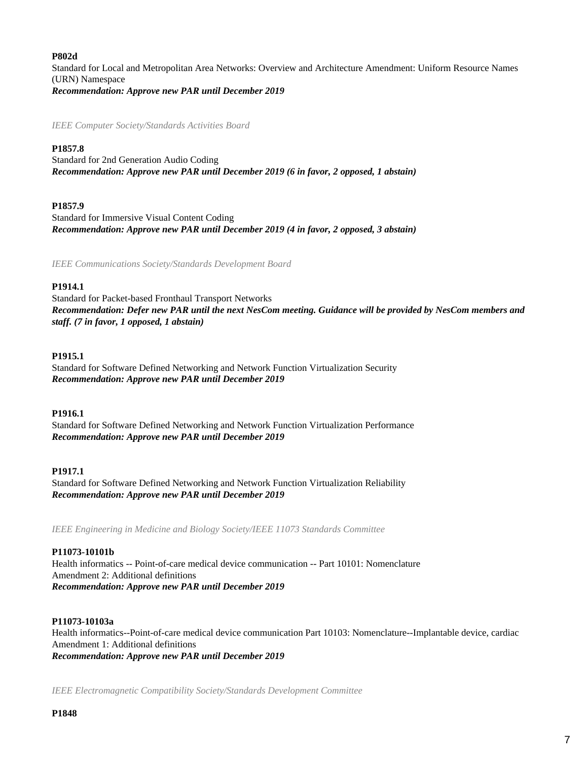**P802d**
Standard for Local and Metropolitan Area Networks: Overview and Architecture Amendment: Uniform Resource Names (URN) Namespace
***Recommendation: Approve new PAR until December 2019***

*IEEE Computer Society/Standards Activities Board*

**P1857.8**
Standard for 2nd Generation Audio Coding
***Recommendation: Approve new PAR until December 2019 (6 in favor, 2 opposed, 1 abstain)***

**P1857.9**
Standard for Immersive Visual Content Coding
***Recommendation: Approve new PAR until December 2019 (4 in favor, 2 opposed, 3 abstain)***

*IEEE Communications Society/Standards Development Board*

**P1914.1**
Standard for Packet-based Fronthaul Transport Networks
***Recommendation: Defer new PAR until the next NesCom meeting. Guidance will be provided by NesCom members and staff. (7 in favor, 1 opposed, 1 abstain)***

**P1915.1**
Standard for Software Defined Networking and Network Function Virtualization Security
***Recommendation: Approve new PAR until December 2019***

**P1916.1**
Standard for Software Defined Networking and Network Function Virtualization Performance
***Recommendation: Approve new PAR until December 2019***

**P1917.1**
Standard for Software Defined Networking and Network Function Virtualization Reliability
***Recommendation: Approve new PAR until December 2019***

*IEEE Engineering in Medicine and Biology Society/IEEE 11073 Standards Committee*

**P11073-10101b**
Health informatics -- Point-of-care medical device communication -- Part 10101: Nomenclature
Amendment 2: Additional definitions
***Recommendation: Approve new PAR until December 2019***

**P11073-10103a**
Health informatics--Point-of-care medical device communication Part 10103: Nomenclature--Implantable device, cardiac
Amendment 1: Additional definitions
***Recommendation: Approve new PAR until December 2019***

*IEEE Electromagnetic Compatibility Society/Standards Development Committee*

**P1848**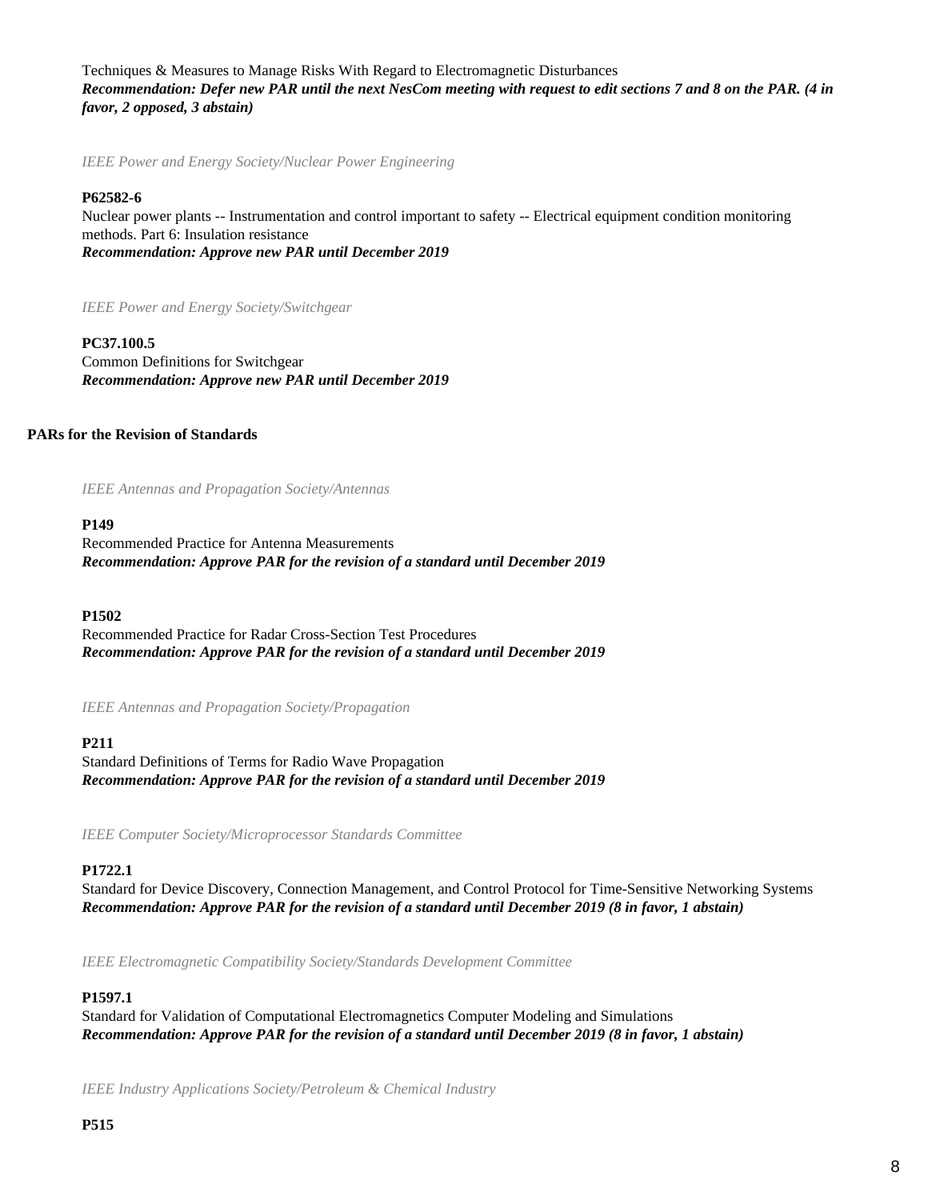Techniques & Measures to Manage Risks With Regard to Electromagnetic Disturbances
***Recommendation: Defer new PAR until the next NesCom meeting with request to edit sections 7 and 8 on the PAR. (4 in favor, 2 opposed, 3 abstain)***

*IEEE Power and Energy Society/Nuclear Power Engineering*

**P62582-6**
Nuclear power plants -- Instrumentation and control important to safety -- Electrical equipment condition monitoring methods. Part 6: Insulation resistance
***Recommendation: Approve new PAR until December 2019***

*IEEE Power and Energy Society/Switchgear*

**PC37.100.5**
Common Definitions for Switchgear
***Recommendation: Approve new PAR until December 2019***

**PARs for the Revision of Standards**

*IEEE Antennas and Propagation Society/Antennas*

**P149**
Recommended Practice for Antenna Measurements
***Recommendation: Approve PAR for the revision of a standard until December 2019***

**P1502**
Recommended Practice for Radar Cross-Section Test Procedures
***Recommendation: Approve PAR for the revision of a standard until December 2019***

*IEEE Antennas and Propagation Society/Propagation*

**P211**
Standard Definitions of Terms for Radio Wave Propagation
***Recommendation: Approve PAR for the revision of a standard until December 2019***

*IEEE Computer Society/Microprocessor Standards Committee*

**P1722.1**
Standard for Device Discovery, Connection Management, and Control Protocol for Time-Sensitive Networking Systems
***Recommendation: Approve PAR for the revision of a standard until December 2019 (8 in favor, 1 abstain)***

*IEEE Electromagnetic Compatibility Society/Standards Development Committee*

**P1597.1**
Standard for Validation of Computational Electromagnetics Computer Modeling and Simulations
***Recommendation: Approve PAR for the revision of a standard until December 2019 (8 in favor, 1 abstain)***

*IEEE Industry Applications Society/Petroleum & Chemical Industry*

**P515**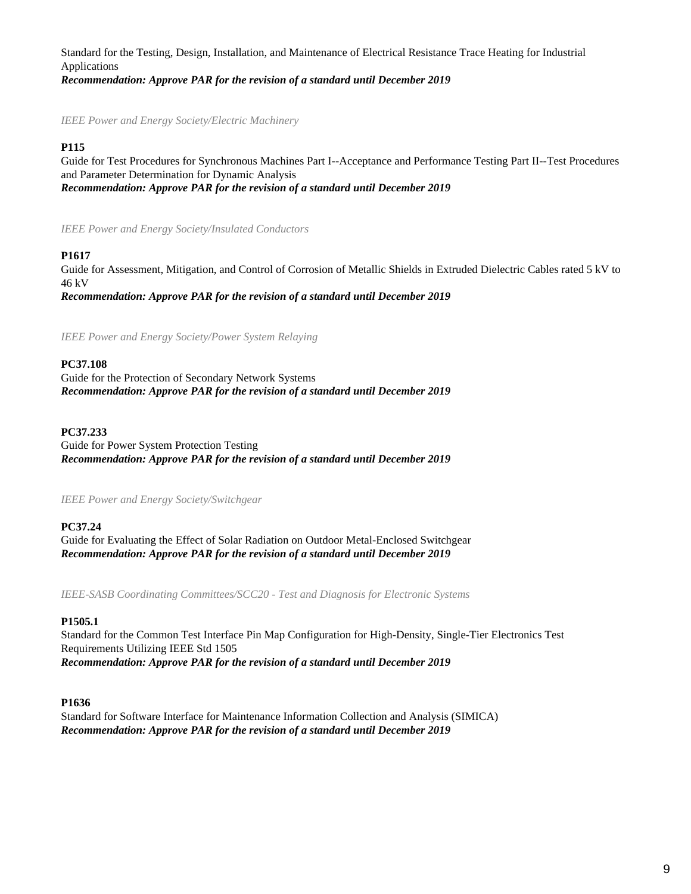Standard for the Testing, Design, Installation, and Maintenance of Electrical Resistance Trace Heating for Industrial Applications
***Recommendation: Approve PAR for the revision of a standard until December 2019***

*IEEE Power and Energy Society/Electric Machinery*

**P115**
Guide for Test Procedures for Synchronous Machines Part I--Acceptance and Performance Testing Part II--Test Procedures and Parameter Determination for Dynamic Analysis
***Recommendation: Approve PAR for the revision of a standard until December 2019***

*IEEE Power and Energy Society/Insulated Conductors*

**P1617**
Guide for Assessment, Mitigation, and Control of Corrosion of Metallic Shields in Extruded Dielectric Cables rated 5 kV to 46 kV
***Recommendation: Approve PAR for the revision of a standard until December 2019***

*IEEE Power and Energy Society/Power System Relaying*

**PC37.108**
Guide for the Protection of Secondary Network Systems
***Recommendation: Approve PAR for the revision of a standard until December 2019***

**PC37.233**
Guide for Power System Protection Testing
***Recommendation: Approve PAR for the revision of a standard until December 2019***

*IEEE Power and Energy Society/Switchgear*

**PC37.24**
Guide for Evaluating the Effect of Solar Radiation on Outdoor Metal-Enclosed Switchgear
***Recommendation: Approve PAR for the revision of a standard until December 2019***

*IEEE-SASB Coordinating Committees/SCC20 - Test and Diagnosis for Electronic Systems*

**P1505.1**
Standard for the Common Test Interface Pin Map Configuration for High-Density, Single-Tier Electronics Test Requirements Utilizing IEEE Std 1505
***Recommendation: Approve PAR for the revision of a standard until December 2019***

**P1636**
Standard for Software Interface for Maintenance Information Collection and Analysis (SIMICA)
***Recommendation: Approve PAR for the revision of a standard until December 2019***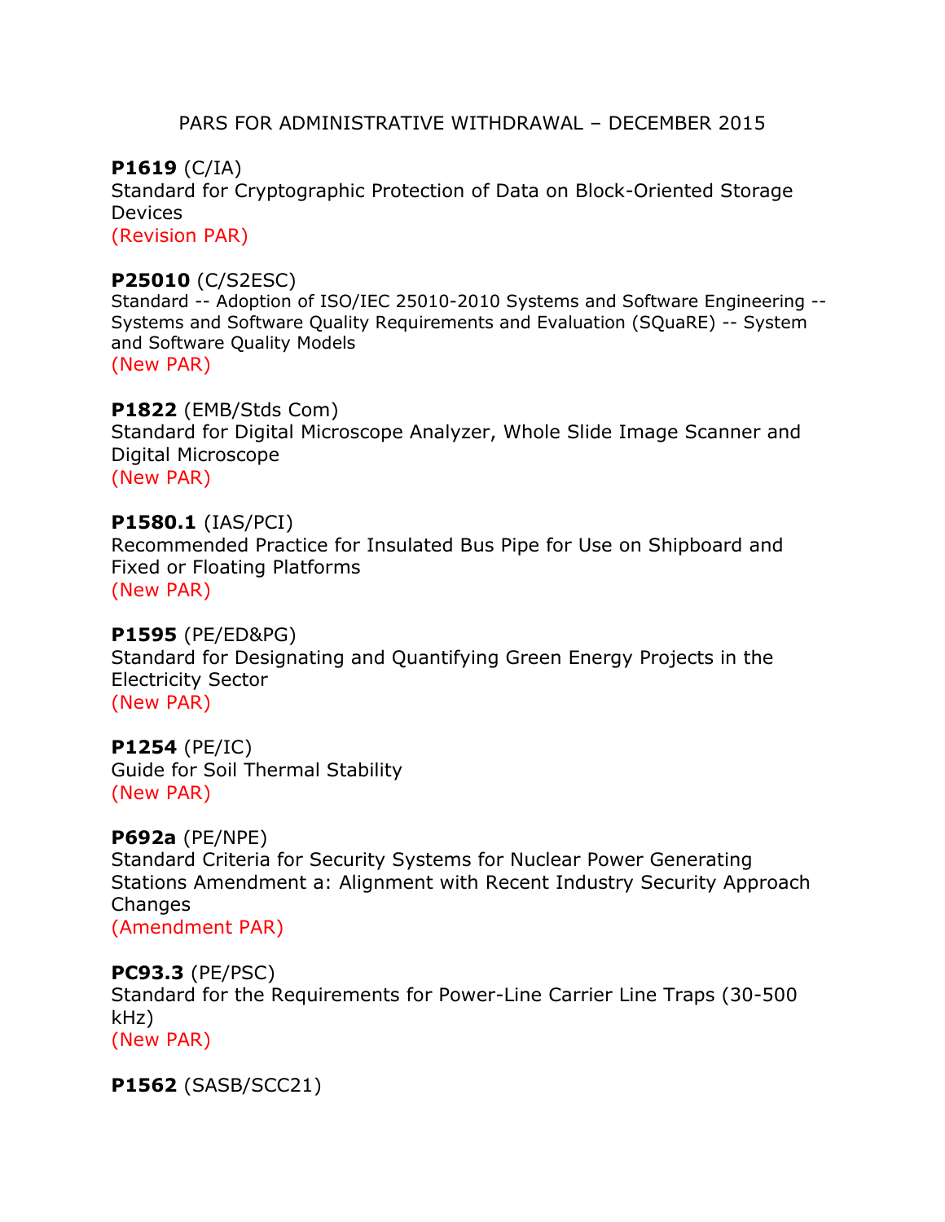PARS FOR ADMINISTRATIVE WITHDRAWAL – DECEMBER 2015

**P1619** (C/IA)
Standard for Cryptographic Protection of Data on Block-Oriented Storage Devices
(Revision PAR)

**P25010** (C/S2ESC)
Standard -- Adoption of ISO/IEC 25010-2010 Systems and Software Engineering -- Systems and Software Quality Requirements and Evaluation (SQuaRE) -- System and Software Quality Models
(New PAR)

**P1822** (EMB/Stds Com)
Standard for Digital Microscope Analyzer, Whole Slide Image Scanner and Digital Microscope
(New PAR)

**P1580.1** (IAS/PCI)
Recommended Practice for Insulated Bus Pipe for Use on Shipboard and Fixed or Floating Platforms
(New PAR)

**P1595** (PE/ED&PG)
Standard for Designating and Quantifying Green Energy Projects in the Electricity Sector
(New PAR)

**P1254** (PE/IC)
Guide for Soil Thermal Stability
(New PAR)

**P692a** (PE/NPE)
Standard Criteria for Security Systems for Nuclear Power Generating Stations Amendment a: Alignment with Recent Industry Security Approach Changes
(Amendment PAR)

**PC93.3** (PE/PSC)
Standard for the Requirements for Power-Line Carrier Line Traps (30-500 kHz)
(New PAR)

**P1562** (SASB/SCC21)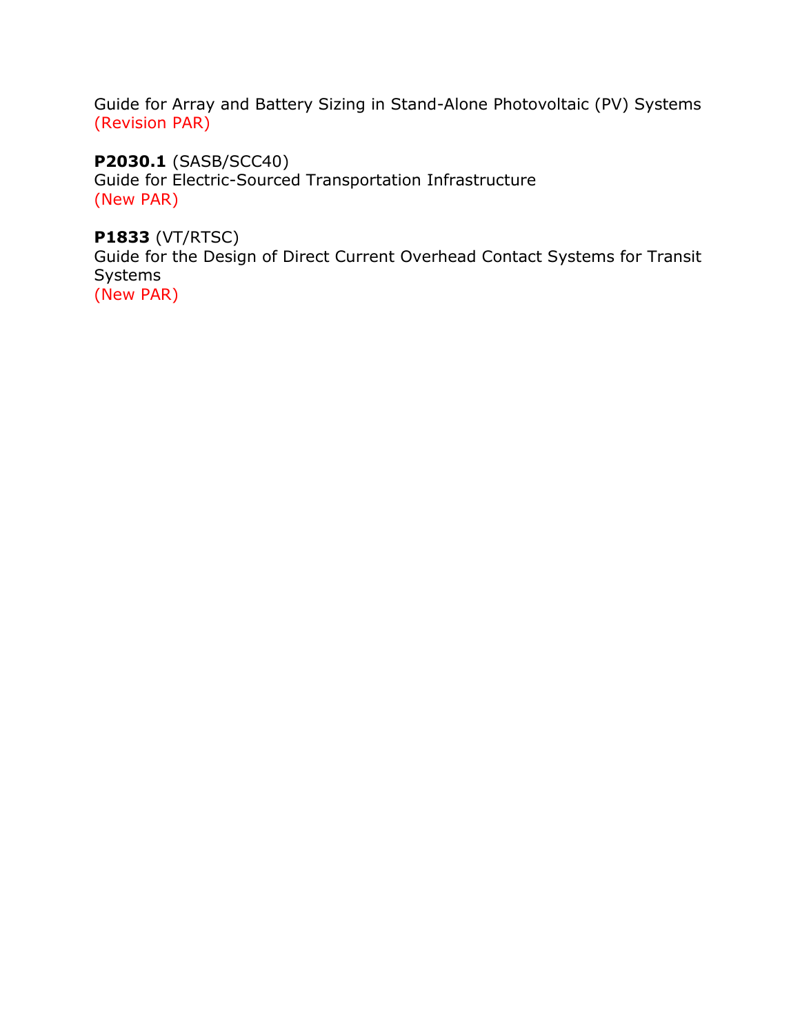Guide for Array and Battery Sizing in Stand-Alone Photovoltaic (PV) Systems
(Revision PAR)

**P2030.1** (SASB/SCC40)
Guide for Electric-Sourced Transportation Infrastructure
(New PAR)

**P1833** (VT/RTSC)
Guide for the Design of Direct Current Overhead Contact Systems for Transit Systems
(New PAR)